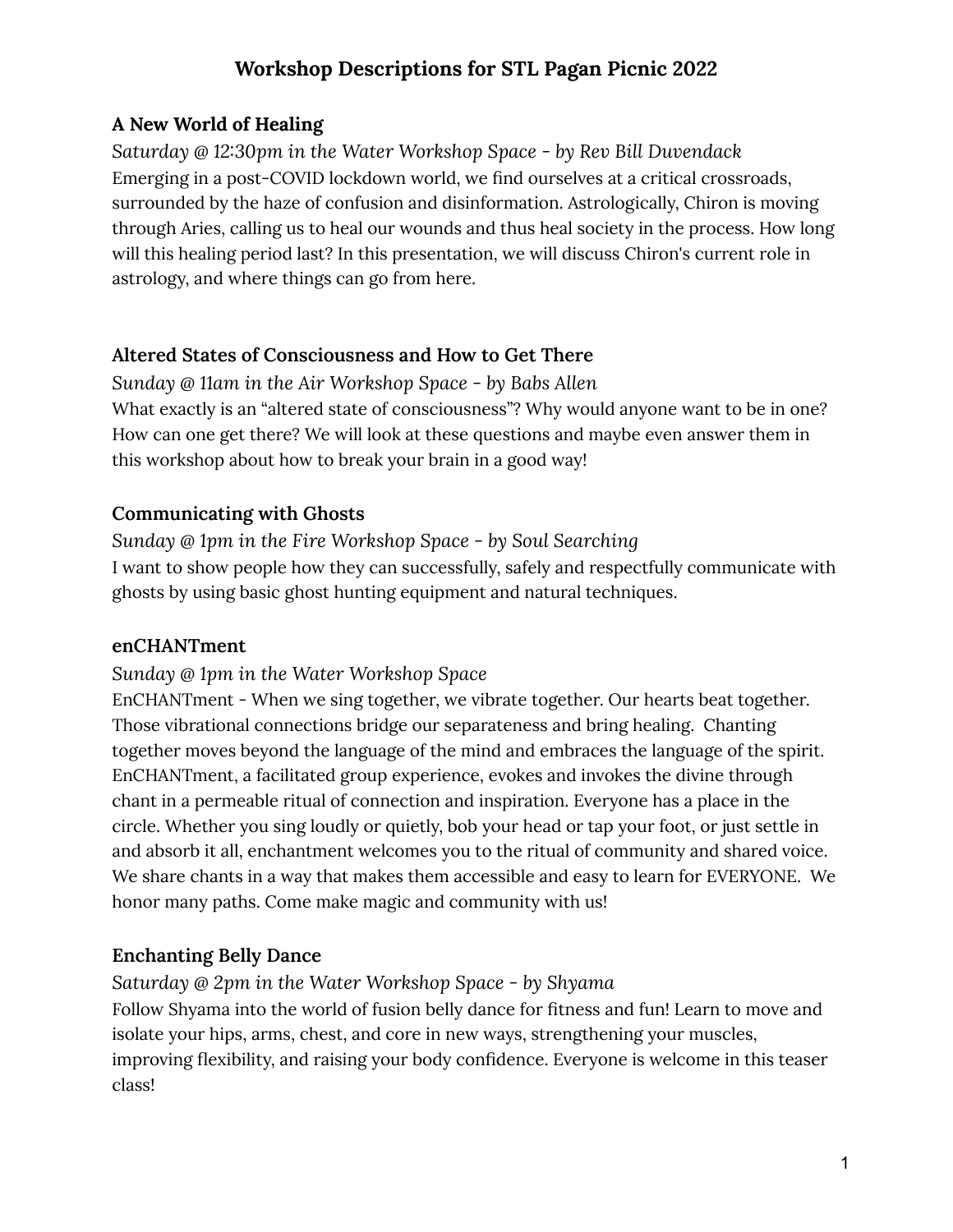# Workshop Descriptions for STL Pagan Picnic 2022

### A New World of Healing

*Saturday @ 12:30pm in the Water Workshop Space - by Rev Bill Duvendack*

Emerging in a post-COVID lockdown world, we find ourselves at a critical crossroads, surrounded by the haze of confusion and disinformation. Astrologically, Chiron is moving through Aries, calling us to heal our wounds and thus heal society in the process. How long will this healing period last? In this presentation, we will discuss Chiron's current role in astrology, and where things can go from here.

### Altered States of Consciousness and How to Get There

*Sunday @ 11am in the Air Workshop Space - by Babs Allen*

What exactly is an "altered state of consciousness"? Why would anyone want to be in one? How can one get there? We will look at these questions and maybe even answer them in this workshop about how to break your brain in a good way!

### Communicating with Ghosts

*Sunday @ 1pm in the Fire Workshop Space - by Soul Searching*

I want to show people how they can successfully, safely and respectfully communicate with ghosts by using basic ghost hunting equipment and natural techniques.

### enCHANTment

*Sunday @ 1pm in the Water Workshop Space*

EnCHANTment - When we sing together, we vibrate together. Our hearts beat together. Those vibrational connections bridge our separateness and bring healing. Chanting together moves beyond the language of the mind and embraces the language of the spirit. EnCHANTment, a facilitated group experience, evokes and invokes the divine through chant in a permeable ritual of connection and inspiration. Everyone has a place in the circle. Whether you sing loudly or quietly, bob your head or tap your foot, or just settle in and absorb it all, enchantment welcomes you to the ritual of community and shared voice. We share chants in a way that makes them accessible and easy to learn for EVERYONE. We honor many paths. Come make magic and community with us!

### Enchanting Belly Dance

*Saturday @ 2pm in the Water Workshop Space - by Shyama*

Follow Shyama into the world of fusion belly dance for fitness and fun! Learn to move and isolate your hips, arms, chest, and core in new ways, strengthening your muscles, improving flexibility, and raising your body confidence. Everyone is welcome in this teaser class!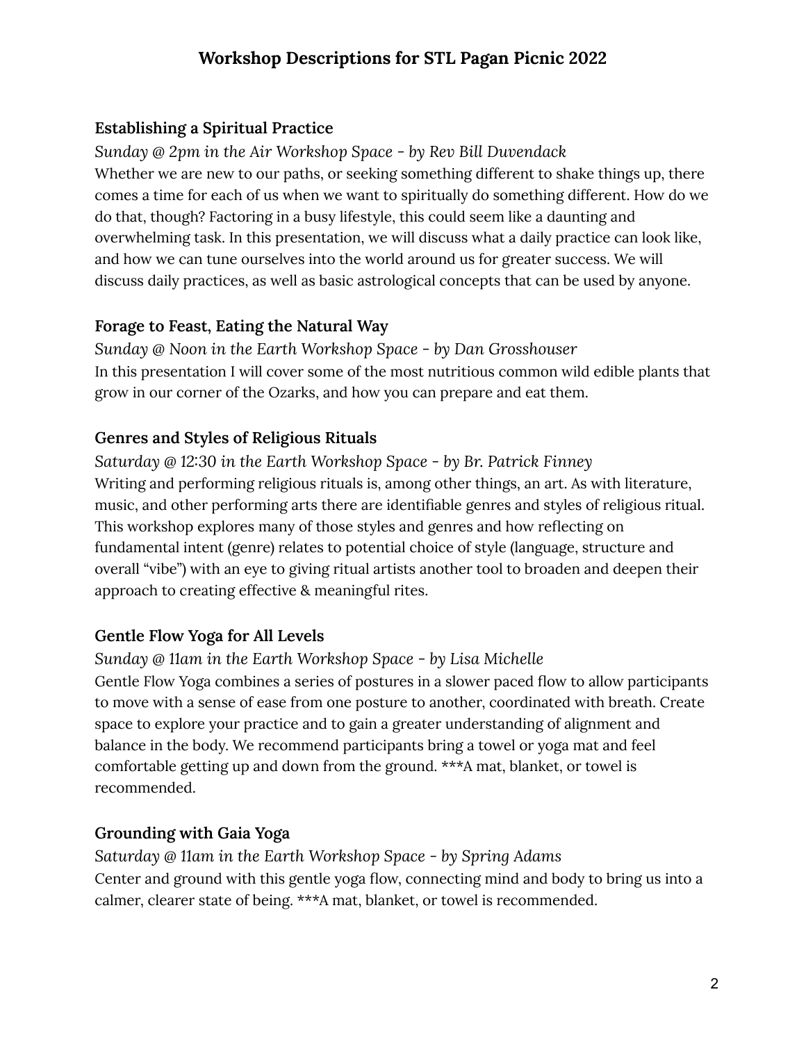# Workshop Descriptions for STL Pagan Picnic 2022

### Establishing a Spiritual Practice

*Sunday @ 2pm in the Air Workshop Space - by Rev Bill Duvendack*

Whether we are new to our paths, or seeking something different to shake things up, there comes a time for each of us when we want to spiritually do something different. How do we do that, though? Factoring in a busy lifestyle, this could seem like a daunting and overwhelming task. In this presentation, we will discuss what a daily practice can look like, and how we can tune ourselves into the world around us for greater success. We will discuss daily practices, as well as basic astrological concepts that can be used by anyone.

### Forage to Feast, Eating the Natural Way

*Sunday @ Noon in the Earth Workshop Space - by Dan Grosshouser*

In this presentation I will cover some of the most nutritious common wild edible plants that grow in our corner of the Ozarks, and how you can prepare and eat them.

### Genres and Styles of Religious Rituals

*Saturday @ 12:30 in the Earth Workshop Space - by Br. Patrick Finney*

Writing and performing religious rituals is, among other things, an art. As with literature, music, and other performing arts there are identifiable genres and styles of religious ritual. This workshop explores many of those styles and genres and how reflecting on fundamental intent (genre) relates to potential choice of style (language, structure and overall "vibe") with an eye to giving ritual artists another tool to broaden and deepen their approach to creating effective & meaningful rites.

### Gentle Flow Yoga for All Levels

*Sunday @ 11am in the Earth Workshop Space - by Lisa Michelle*

Gentle Flow Yoga combines a series of postures in a slower paced flow to allow participants to move with a sense of ease from one posture to another, coordinated with breath. Create space to explore your practice and to gain a greater understanding of alignment and balance in the body. We recommend participants bring a towel or yoga mat and feel comfortable getting up and down from the ground. ***A mat, blanket, or towel is recommended.

### Grounding with Gaia Yoga

*Saturday @ 11am in the Earth Workshop Space - by Spring Adams*

Center and ground with this gentle yoga flow, connecting mind and body to bring us into a calmer, clearer state of being. ***A mat, blanket, or towel is recommended.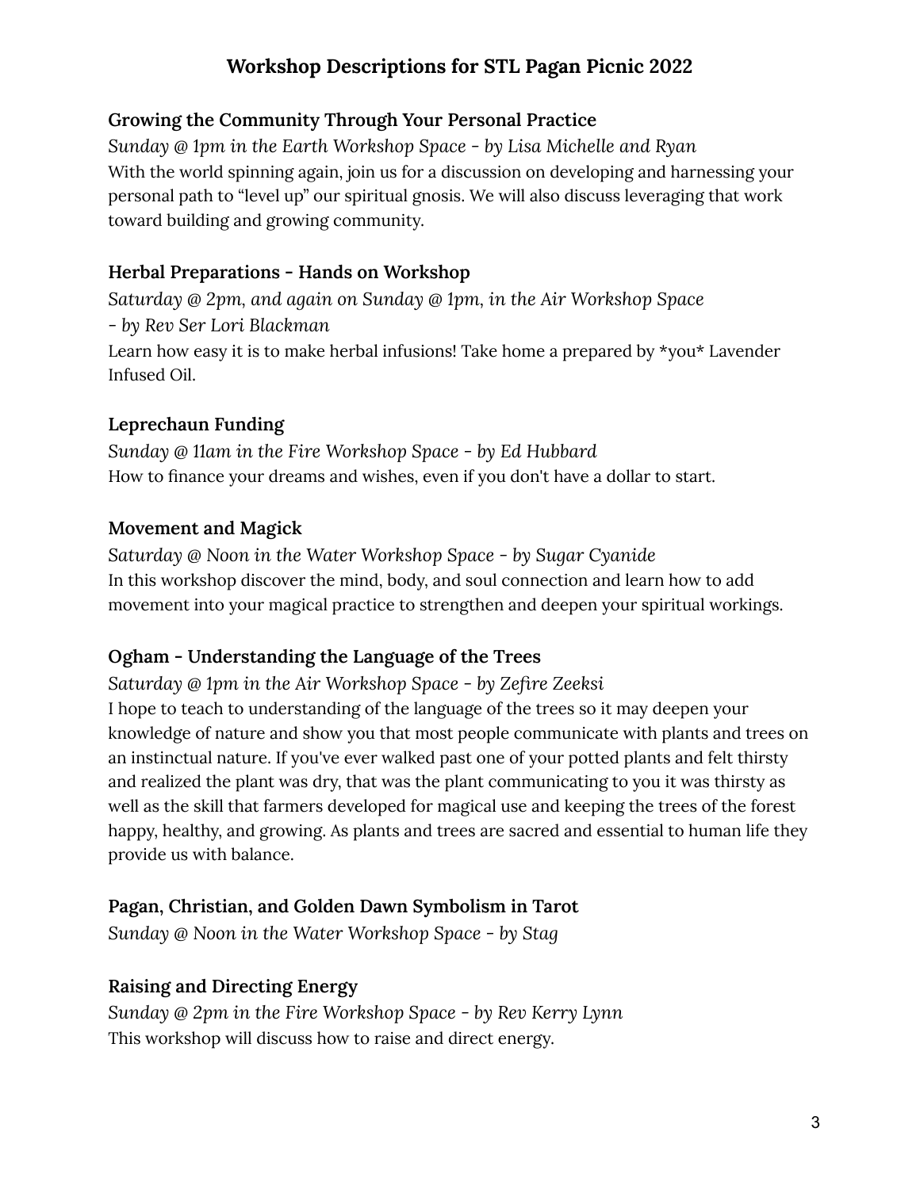# Workshop Descriptions for STL Pagan Picnic 2022

### Growing the Community Through Your Personal Practice

*Sunday @ 1pm in the Earth Workshop Space - by Lisa Michelle and Ryan*

With the world spinning again, join us for a discussion on developing and harnessing your personal path to "level up" our spiritual gnosis. We will also discuss leveraging that work toward building and growing community.

### Herbal Preparations - Hands on Workshop

*Saturday @ 2pm, and again on Sunday @ 1pm, in the Air Workshop Space - by Rev Ser Lori Blackman*

Learn how easy it is to make herbal infusions! Take home a prepared by *you* Lavender Infused Oil.

### Leprechaun Funding

*Sunday @ 11am in the Fire Workshop Space - by Ed Hubbard*

How to finance your dreams and wishes, even if you don't have a dollar to start.

### Movement and Magick

*Saturday @ Noon in the Water Workshop Space - by Sugar Cyanide*

In this workshop discover the mind, body, and soul connection and learn how to add movement into your magical practice to strengthen and deepen your spiritual workings.

### Ogham - Understanding the Language of the Trees

*Saturday @ 1pm in the Air Workshop Space - by Zefire Zeeksi*

I hope to teach to understanding of the language of the trees so it may deepen your knowledge of nature and show you that most people communicate with plants and trees on an instinctual nature. If you've ever walked past one of your potted plants and felt thirsty and realized the plant was dry, that was the plant communicating to you it was thirsty as well as the skill that farmers developed for magical use and keeping the trees of the forest happy, healthy, and growing. As plants and trees are sacred and essential to human life they provide us with balance.

### Pagan, Christian, and Golden Dawn Symbolism in Tarot

*Sunday @ Noon in the Water Workshop Space - by Stag*

### Raising and Directing Energy

*Sunday @ 2pm in the Fire Workshop Space - by Rev Kerry Lynn*

This workshop will discuss how to raise and direct energy.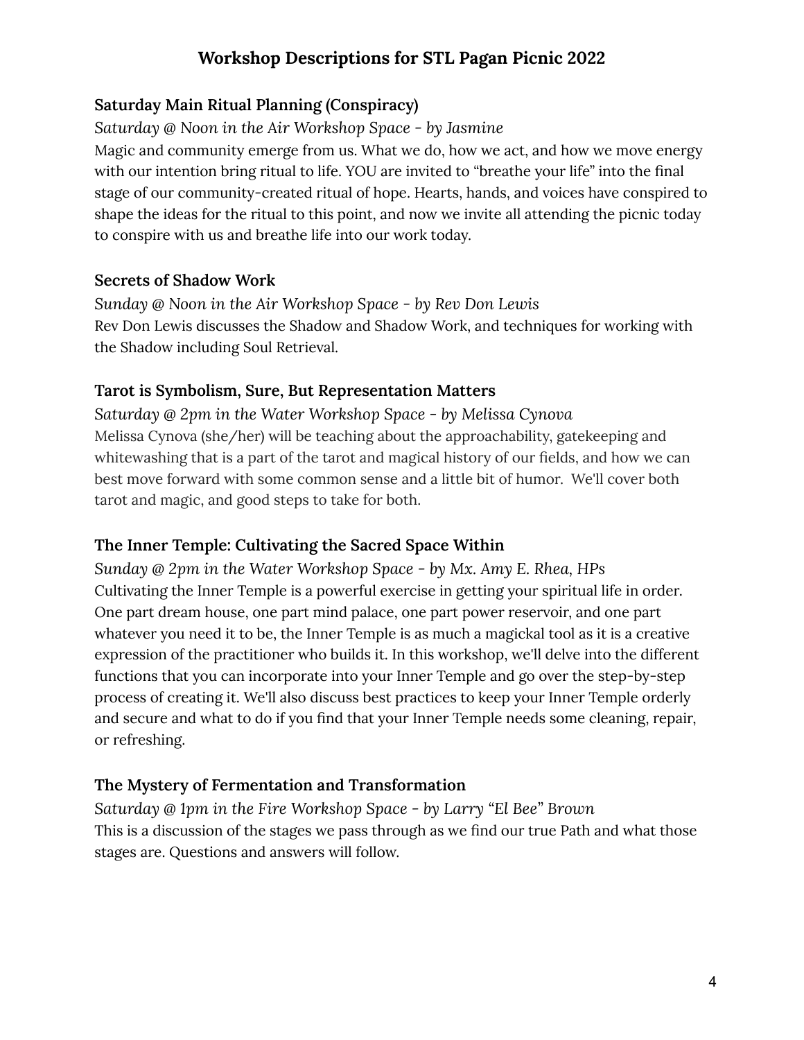# Workshop Descriptions for STL Pagan Picnic 2022

### Saturday Main Ritual Planning (Conspiracy)

*Saturday @ Noon in the Air Workshop Space - by Jasmine*

Magic and community emerge from us. What we do, how we act, and how we move energy with our intention bring ritual to life. YOU are invited to "breathe your life" into the final stage of our community-created ritual of hope. Hearts, hands, and voices have conspired to shape the ideas for the ritual to this point, and now we invite all attending the picnic today to conspire with us and breathe life into our work today.

### Secrets of Shadow Work

*Sunday @ Noon in the Air Workshop Space - by Rev Don Lewis*

Rev Don Lewis discusses the Shadow and Shadow Work, and techniques for working with the Shadow including Soul Retrieval.

### Tarot is Symbolism, Sure, But Representation Matters

*Saturday @ 2pm in the Water Workshop Space - by Melissa Cynova*

Melissa Cynova (she/her) will be teaching about the approachability, gatekeeping and whitewashing that is a part of the tarot and magical history of our fields, and how we can best move forward with some common sense and a little bit of humor. We'll cover both tarot and magic, and good steps to take for both.

### The Inner Temple: Cultivating the Sacred Space Within

*Sunday @ 2pm in the Water Workshop Space - by Mx. Amy E. Rhea, HPs*

Cultivating the Inner Temple is a powerful exercise in getting your spiritual life in order. One part dream house, one part mind palace, one part power reservoir, and one part whatever you need it to be, the Inner Temple is as much a magickal tool as it is a creative expression of the practitioner who builds it. In this workshop, we'll delve into the different functions that you can incorporate into your Inner Temple and go over the step-by-step process of creating it. We'll also discuss best practices to keep your Inner Temple orderly and secure and what to do if you find that your Inner Temple needs some cleaning, repair, or refreshing.

### The Mystery of Fermentation and Transformation

*Saturday @ 1pm in the Fire Workshop Space - by Larry "El Bee" Brown*

This is a discussion of the stages we pass through as we find our true Path and what those stages are. Questions and answers will follow.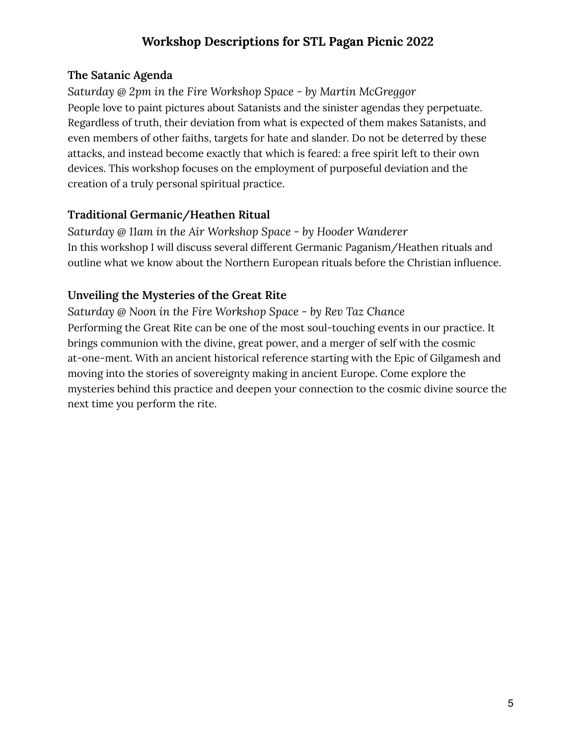# Workshop Descriptions for STL Pagan Picnic 2022

## The Satanic Agenda

*Saturday @ 2pm in the Fire Workshop Space - by Martin McGreggor*

People love to paint pictures about Satanists and the sinister agendas they perpetuate. Regardless of truth, their deviation from what is expected of them makes Satanists, and even members of other faiths, targets for hate and slander. Do not be deterred by these attacks, and instead become exactly that which is feared: a free spirit left to their own devices. This workshop focuses on the employment of purposeful deviation and the creation of a truly personal spiritual practice.

## Traditional Germanic/Heathen Ritual

*Saturday @ 11am in the Air Workshop Space - by Hooder Wanderer*

In this workshop I will discuss several different Germanic Paganism/Heathen rituals and outline what we know about the Northern European rituals before the Christian influence.

## Unveiling the Mysteries of the Great Rite

*Saturday @ Noon in the Fire Workshop Space - by Rev Taz Chance*

Performing the Great Rite can be one of the most soul-touching events in our practice. It brings communion with the divine, great power, and a merger of self with the cosmic at-one-ment. With an ancient historical reference starting with the Epic of Gilgamesh and moving into the stories of sovereignty making in ancient Europe. Come explore the mysteries behind this practice and deepen your connection to the cosmic divine source the next time you perform the rite.